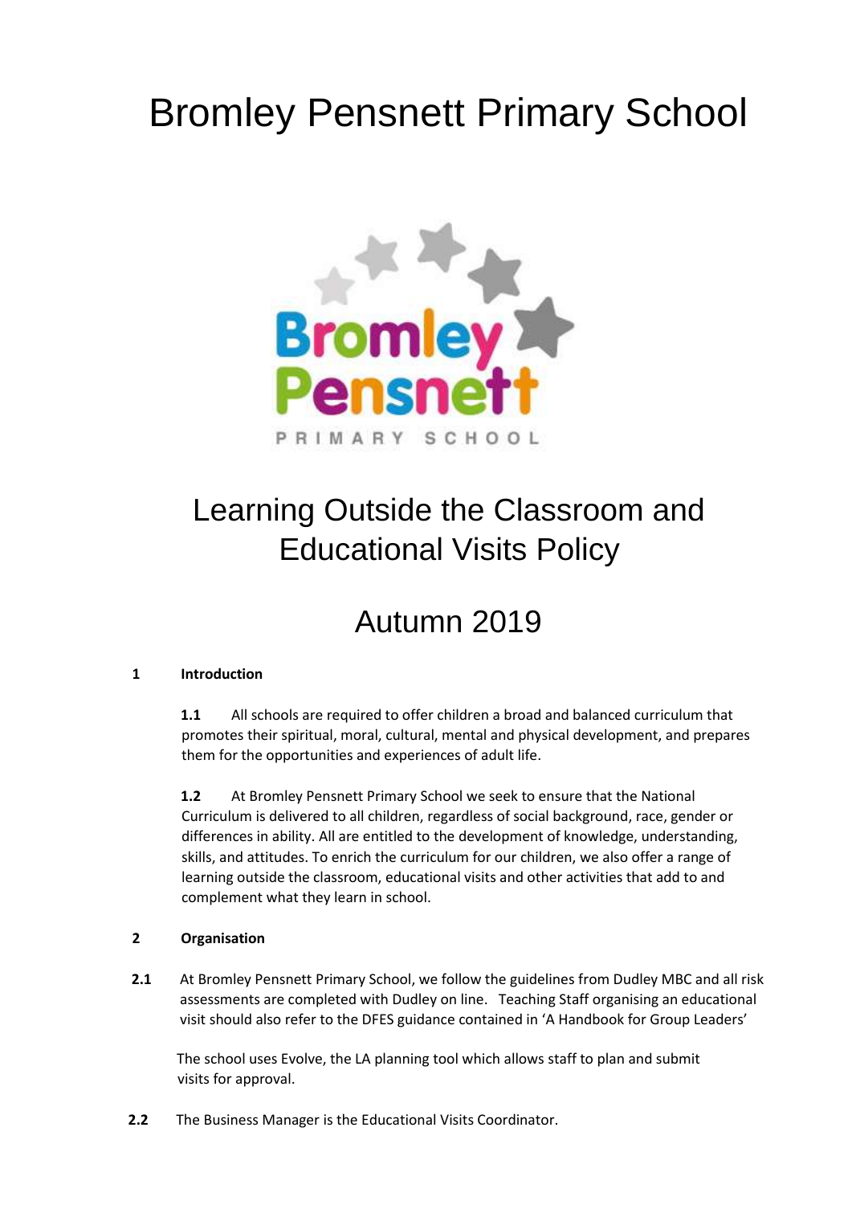# Bromley Pensnett Primary School

## Learning Outside the Classroom and Educational Visits Policy

## Autumn 2019

### 1 Introduction

**1.1** All schools are required to offer children a broad and balanced curriculum that promotes their spiritual, moral, cultural, mental and physical development, and prepares them for the opportunities and experiences of adult life.

**1.2** At Bromley Pensnett Primary School we seek to ensure that the National Curriculum is delivered to all children, regardless of social background, race, gender or differences in ability. All are entitled to the development of knowledge, understanding, skills, and attitudes. To enrich the curriculum for our children, we also offer a range of learning outside the classroom, educational visits and other activities that add to and complement what they learn in school.

### 2 Organisation

**2.1** At Bromley Pensnett Primary School, we follow the guidelines from Dudley MBC and all risk assessments are completed with Dudley on line. Teaching Staff organising an educational visit should also refer to the DFES guidance contained in 'A Handbook for Group Leaders'

The school uses Evolve, the LA planning tool which allows staff to plan and submit visits for approval.

**2.2** The Business Manager is the Educational Visits Coordinator.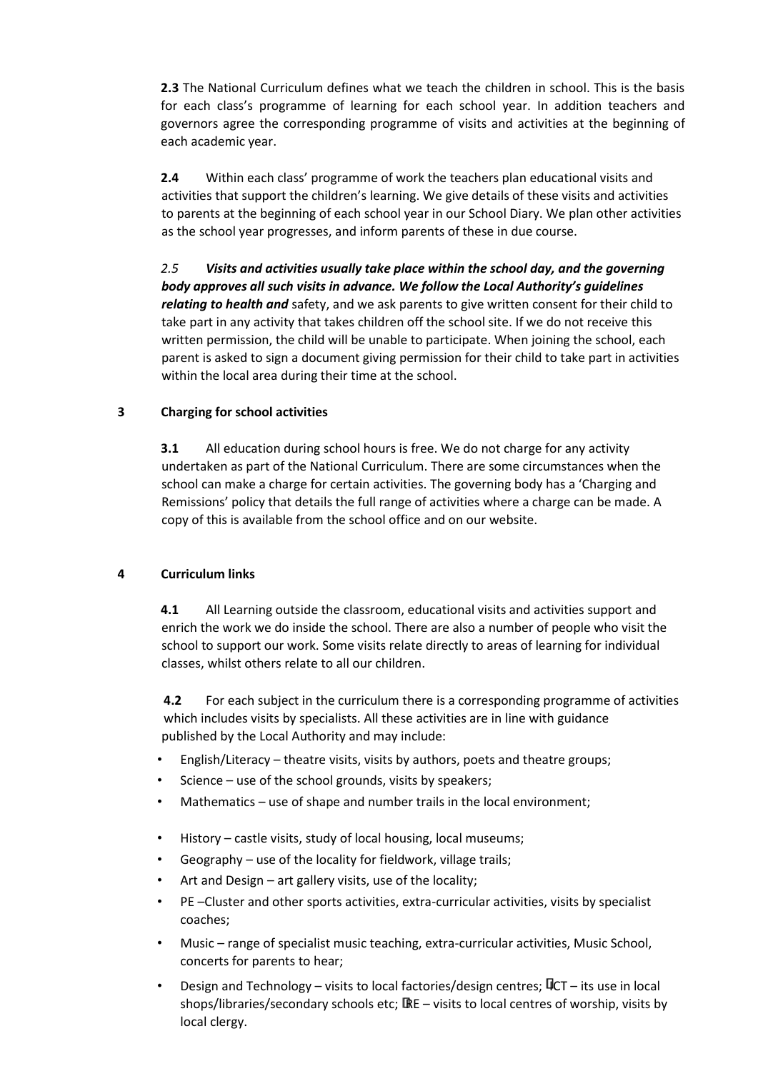**2.3** The National Curriculum defines what we teach the children in school. This is the basis for each class's programme of learning for each school year. In addition teachers and governors agree the corresponding programme of visits and activities at the beginning of each academic year.

**2.4** Within each class' programme of work the teachers plan educational visits and activities that support the children's learning. We give details of these visits and activities to parents at the beginning of each school year in our School Diary. We plan other activities as the school year progresses, and inform parents of these in due course.

*2.5* ***Visits and activities usually take place within the school day, and the governing body approves all such visits in advance. We follow the Local Authority's guidelines relating to health and*** safety, and we ask parents to give written consent for their child to take part in any activity that takes children off the school site. If we do not receive this written permission, the child will be unable to participate. When joining the school, each parent is asked to sign a document giving permission for their child to take part in activities within the local area during their time at the school.

## 3 Charging for school activities

**3.1** All education during school hours is free. We do not charge for any activity undertaken as part of the National Curriculum. There are some circumstances when the school can make a charge for certain activities. The governing body has a 'Charging and Remissions' policy that details the full range of activities where a charge can be made. A copy of this is available from the school office and on our website.

## 4 Curriculum links

**4.1** All Learning outside the classroom, educational visits and activities support and enrich the work we do inside the school. There are also a number of people who visit the school to support our work. Some visits relate directly to areas of learning for individual classes, whilst others relate to all our children.

**4.2** For each subject in the curriculum there is a corresponding programme of activities which includes visits by specialists. All these activities are in line with guidance published by the Local Authority and may include:

- English/Literacy – theatre visits, visits by authors, poets and theatre groups;
- Science – use of the school grounds, visits by speakers;
- Mathematics – use of shape and number trails in the local environment;
- History – castle visits, study of local housing, local museums;
- Geography – use of the locality for fieldwork, village trails;
- Art and Design – art gallery visits, use of the locality;
- PE –Cluster and other sports activities, extra-curricular activities, visits by specialist coaches;
- Music – range of specialist music teaching, extra-curricular activities, Music School, concerts for parents to hear;
- Design and Technology – visits to local factories/design centres; ICT – its use in local shops/libraries/secondary schools etc; RE – visits to local centres of worship, visits by local clergy.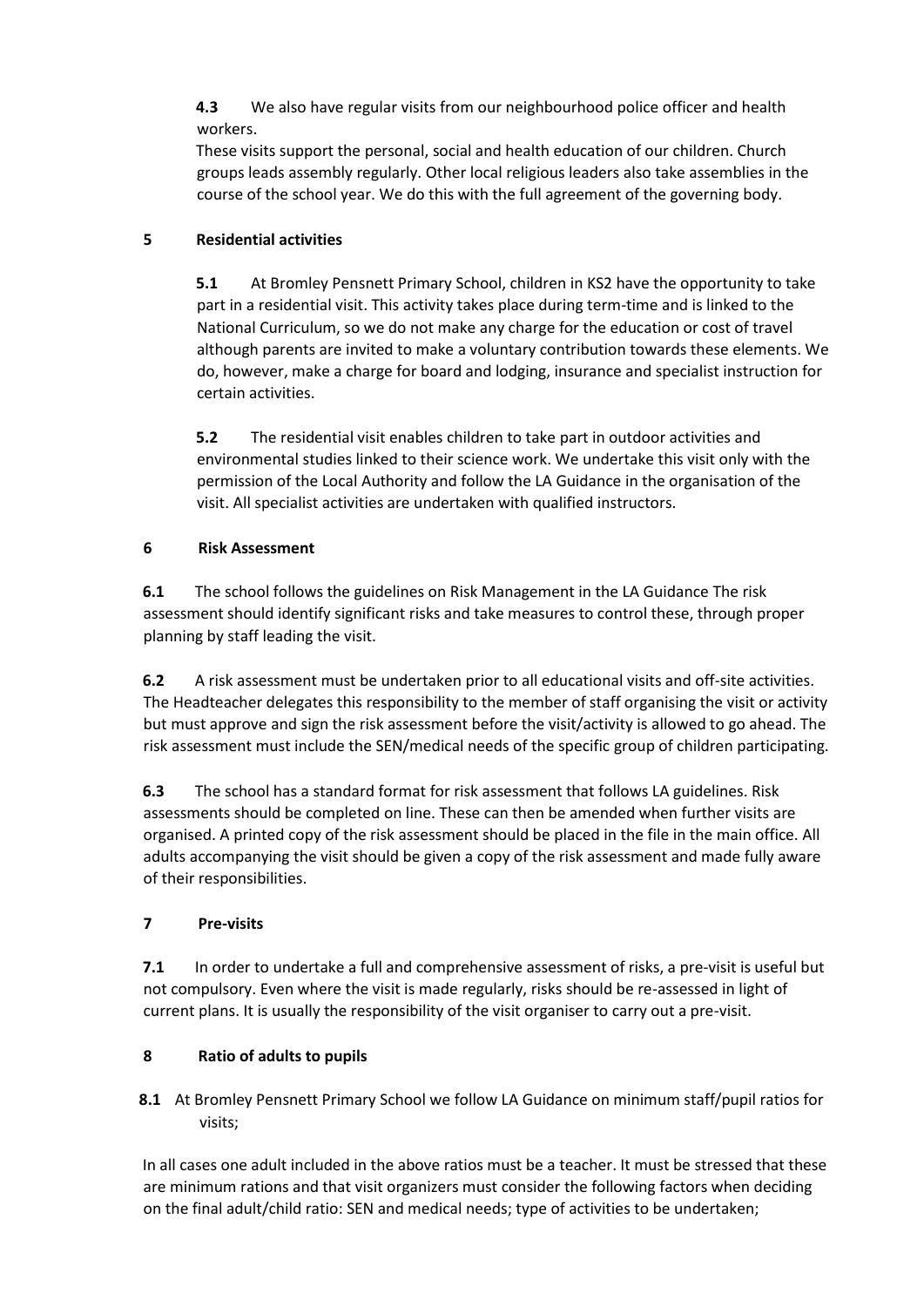**4.3** We also have regular visits from our neighbourhood police officer and health workers.

These visits support the personal, social and health education of our children. Church groups leads assembly regularly. Other local religious leaders also take assemblies in the course of the school year. We do this with the full agreement of the governing body.

## 5 Residential activities

**5.1** At Bromley Pensnett Primary School, children in KS2 have the opportunity to take part in a residential visit. This activity takes place during term-time and is linked to the National Curriculum, so we do not make any charge for the education or cost of travel although parents are invited to make a voluntary contribution towards these elements. We do, however, make a charge for board and lodging, insurance and specialist instruction for certain activities.

**5.2** The residential visit enables children to take part in outdoor activities and environmental studies linked to their science work. We undertake this visit only with the permission of the Local Authority and follow the LA Guidance in the organisation of the visit. All specialist activities are undertaken with qualified instructors.

## 6 Risk Assessment

**6.1** The school follows the guidelines on Risk Management in the LA Guidance The risk assessment should identify significant risks and take measures to control these, through proper planning by staff leading the visit.

**6.2** A risk assessment must be undertaken prior to all educational visits and off-site activities. The Headteacher delegates this responsibility to the member of staff organising the visit or activity but must approve and sign the risk assessment before the visit/activity is allowed to go ahead. The risk assessment must include the SEN/medical needs of the specific group of children participating.

**6.3** The school has a standard format for risk assessment that follows LA guidelines. Risk assessments should be completed on line. These can then be amended when further visits are organised. A printed copy of the risk assessment should be placed in the file in the main office. All adults accompanying the visit should be given a copy of the risk assessment and made fully aware of their responsibilities.

## 7 Pre-visits

**7.1** In order to undertake a full and comprehensive assessment of risks, a pre-visit is useful but not compulsory. Even where the visit is made regularly, risks should be re-assessed in light of current plans. It is usually the responsibility of the visit organiser to carry out a pre-visit.

## 8 Ratio of adults to pupils

**8.1** At Bromley Pensnett Primary School we follow LA Guidance on minimum staff/pupil ratios for visits;

In all cases one adult included in the above ratios must be a teacher. It must be stressed that these are minimum rations and that visit organizers must consider the following factors when deciding on the final adult/child ratio: SEN and medical needs; type of activities to be undertaken;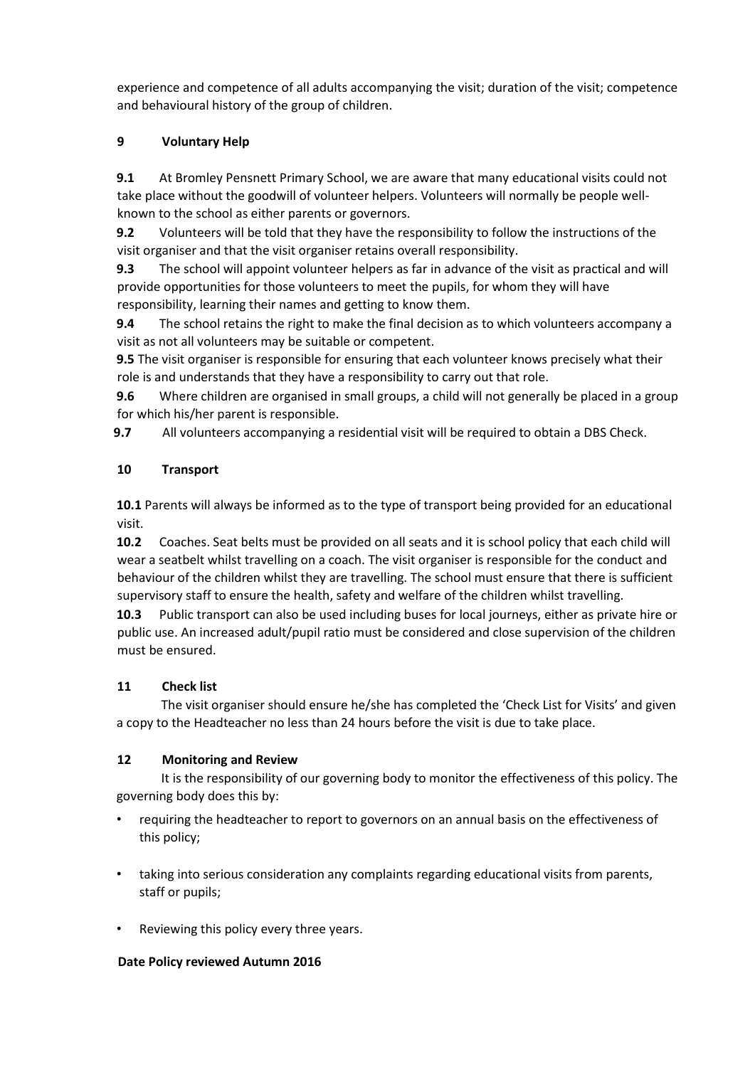experience and competence of all adults accompanying the visit; duration of the visit; competence and behavioural history of the group of children.

## 9 Voluntary Help

**9.1** At Bromley Pensnett Primary School, we are aware that many educational visits could not take place without the goodwill of volunteer helpers. Volunteers will normally be people well-known to the school as either parents or governors.

**9.2** Volunteers will be told that they have the responsibility to follow the instructions of the visit organiser and that the visit organiser retains overall responsibility.

**9.3** The school will appoint volunteer helpers as far in advance of the visit as practical and will provide opportunities for those volunteers to meet the pupils, for whom they will have responsibility, learning their names and getting to know them.

**9.4** The school retains the right to make the final decision as to which volunteers accompany a visit as not all volunteers may be suitable or competent.

**9.5** The visit organiser is responsible for ensuring that each volunteer knows precisely what their role is and understands that they have a responsibility to carry out that role.

**9.6** Where children are organised in small groups, a child will not generally be placed in a group for which his/her parent is responsible.

**9.7** All volunteers accompanying a residential visit will be required to obtain a DBS Check.

## 10 Transport

**10.1** Parents will always be informed as to the type of transport being provided for an educational visit.

**10.2** Coaches. Seat belts must be provided on all seats and it is school policy that each child will wear a seatbelt whilst travelling on a coach. The visit organiser is responsible for the conduct and behaviour of the children whilst they are travelling. The school must ensure that there is sufficient supervisory staff to ensure the health, safety and welfare of the children whilst travelling.

**10.3** Public transport can also be used including buses for local journeys, either as private hire or public use. An increased adult/pupil ratio must be considered and close supervision of the children must be ensured.

## 11 Check list

The visit organiser should ensure he/she has completed the 'Check List for Visits' and given a copy to the Headteacher no less than 24 hours before the visit is due to take place.

## 12 Monitoring and Review

It is the responsibility of our governing body to monitor the effectiveness of this policy. The governing body does this by:

- requiring the headteacher to report to governors on an annual basis on the effectiveness of this policy;
- taking into serious consideration any complaints regarding educational visits from parents, staff or pupils;
- Reviewing this policy every three years.

**Date Policy reviewed Autumn 2016**